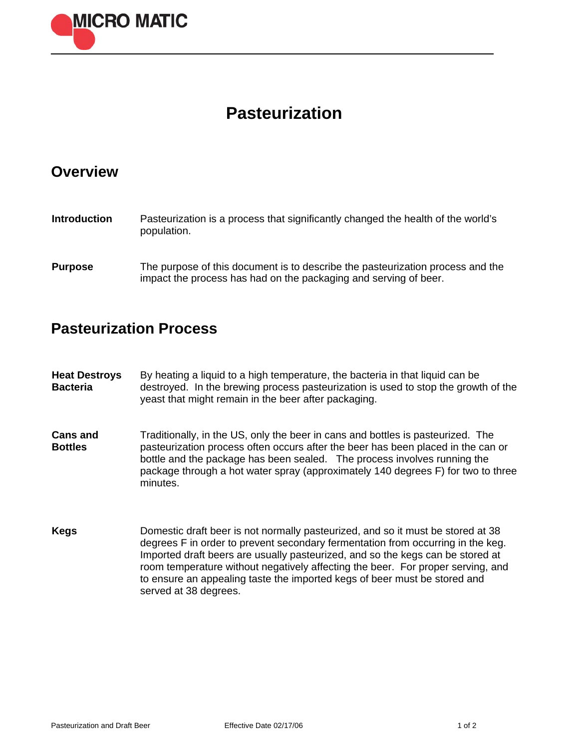# Pasteurization

## Overview

**Introduction**

Pasteurization is a process that significantly changed the health of the world's population.

**Purpose**

The purpose of this document is to describe the pasteurization process and the impact the process has had on the packaging and serving of beer.

## Pasteurization Process

**Heat Destroys Bacteria**

By heating a liquid to a high temperature, the bacteria in that liquid can be destroyed. In the brewing process pasteurization is used to stop the growth of the yeast that might remain in the beer after packaging.

**Cans and Bottles**

Traditionally, in the US, only the beer in cans and bottles is pasteurized. The pasteurization process often occurs after the beer has been placed in the can or bottle and the package has been sealed. The process involves running the package through a hot water spray (approximately 140 degrees F) for two to three minutes.

**Kegs**

Domestic draft beer is not normally pasteurized, and so it must be stored at 38 degrees F in order to prevent secondary fermentation from occurring in the keg. Imported draft beers are usually pasteurized, and so the kegs can be stored at room temperature without negatively affecting the beer. For proper serving, and to ensure an appealing taste the imported kegs of beer must be stored and served at 38 degrees.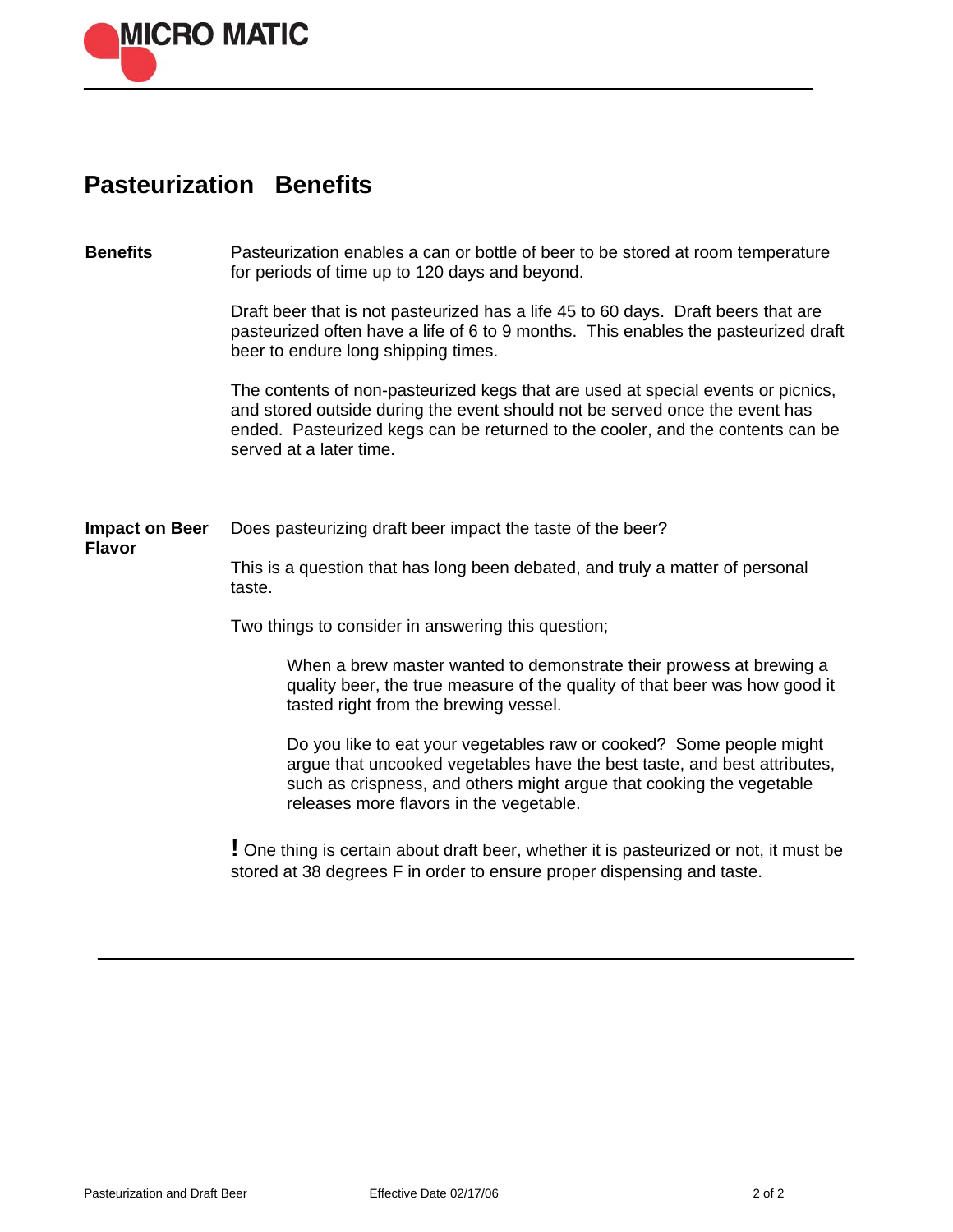# Pasteurization Benefits

**Benefits**

Pasteurization enables a can or bottle of beer to be stored at room temperature for periods of time up to 120 days and beyond.

Draft beer that is not pasteurized has a life 45 to 60 days. Draft beers that are pasteurized often have a life of 6 to 9 months. This enables the pasteurized draft beer to endure long shipping times.

The contents of non-pasteurized kegs that are used at special events or picnics, and stored outside during the event should not be served once the event has ended. Pasteurized kegs can be returned to the cooler, and the contents can be served at a later time.

**Impact on Beer Flavor**

Does pasteurizing draft beer impact the taste of the beer?

This is a question that has long been debated, and truly a matter of personal taste.

Two things to consider in answering this question;

> When a brew master wanted to demonstrate their prowess at brewing a quality beer, the true measure of the quality of that beer was how good it tasted right from the brewing vessel.
>
> Do you like to eat your vegetables raw or cooked? Some people might argue that uncooked vegetables have the best taste, and best attributes, such as crispness, and others might argue that cooking the vegetable releases more flavors in the vegetable.

**!** One thing is certain about draft beer, whether it is pasteurized or not, it must be stored at 38 degrees F in order to ensure proper dispensing and taste.